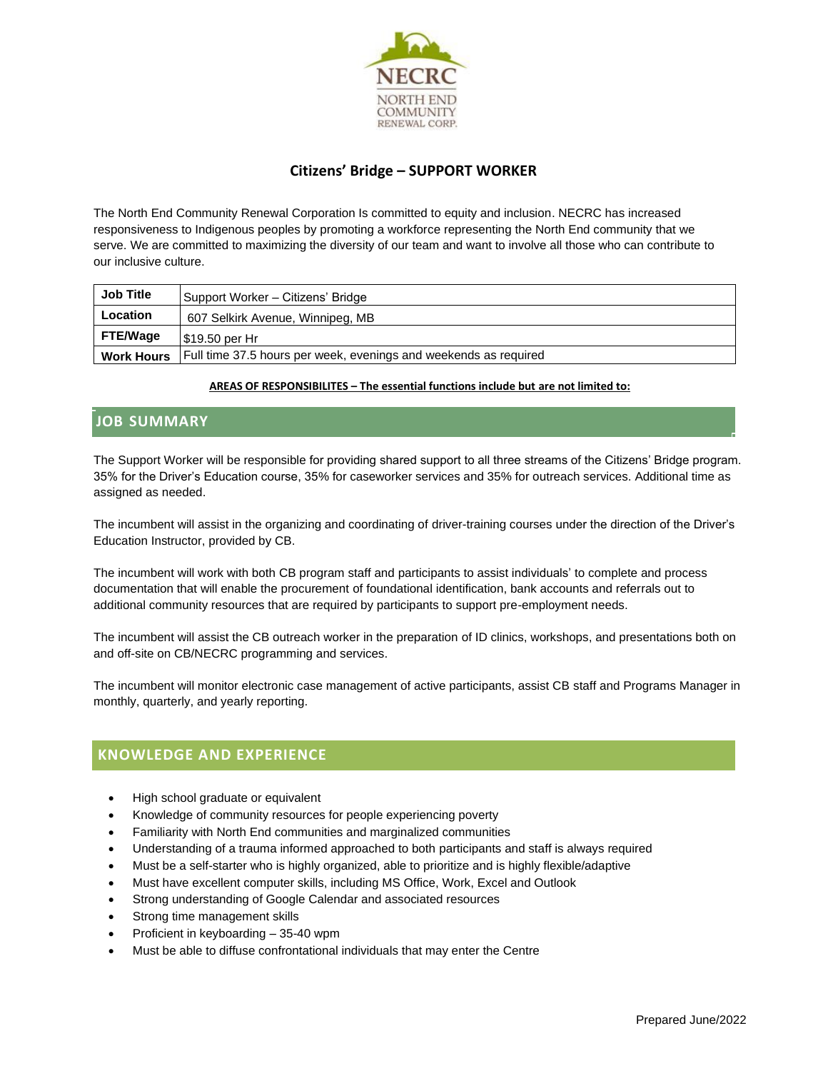NECRC
NORTH END COMMUNITY RENEWAL CORP.

# Citizens' Bridge – SUPPORT WORKER

The North End Community Renewal Corporation Is committed to equity and inclusion. NECRC has increased responsiveness to Indigenous peoples by promoting a workforce representing the North End community that we serve. We are committed to maximizing the diversity of our team and want to involve all those who can contribute to our inclusive culture.

| **Job Title** | Support Worker – Citizens' Bridge |
|---|---|
| **Location** | 607 Selkirk Avenue, Winnipeg, MB |
| **FTE/Wage** | $19.50 per Hr |
| **Work Hours** | Full time 37.5 hours per week, evenings and weekends as required |

**AREAS OF RESPONSIBILITES – The essential functions include but are not limited to:**

## JOB SUMMARY

The Support Worker will be responsible for providing shared support to all three streams of the Citizens' Bridge program. 35% for the Driver's Education course, 35% for caseworker services and 35% for outreach services. Additional time as assigned as needed.

The incumbent will assist in the organizing and coordinating of driver-training courses under the direction of the Driver's Education Instructor, provided by CB.

The incumbent will work with both CB program staff and participants to assist individuals' to complete and process documentation that will enable the procurement of foundational identification, bank accounts and referrals out to additional community resources that are required by participants to support pre-employment needs.

The incumbent will assist the CB outreach worker in the preparation of ID clinics, workshops, and presentations both on and off-site on CB/NECRC programming and services.

The incumbent will monitor electronic case management of active participants, assist CB staff and Programs Manager in monthly, quarterly, and yearly reporting.

## KNOWLEDGE AND EXPERIENCE

- High school graduate or equivalent
- Knowledge of community resources for people experiencing poverty
- Familiarity with North End communities and marginalized communities
- Understanding of a trauma informed approached to both participants and staff is always required
- Must be a self-starter who is highly organized, able to prioritize and is highly flexible/adaptive
- Must have excellent computer skills, including MS Office, Work, Excel and Outlook
- Strong understanding of Google Calendar and associated resources
- Strong time management skills
- Proficient in keyboarding – 35-40 wpm
- Must be able to diffuse confrontational individuals that may enter the Centre

Prepared June/2022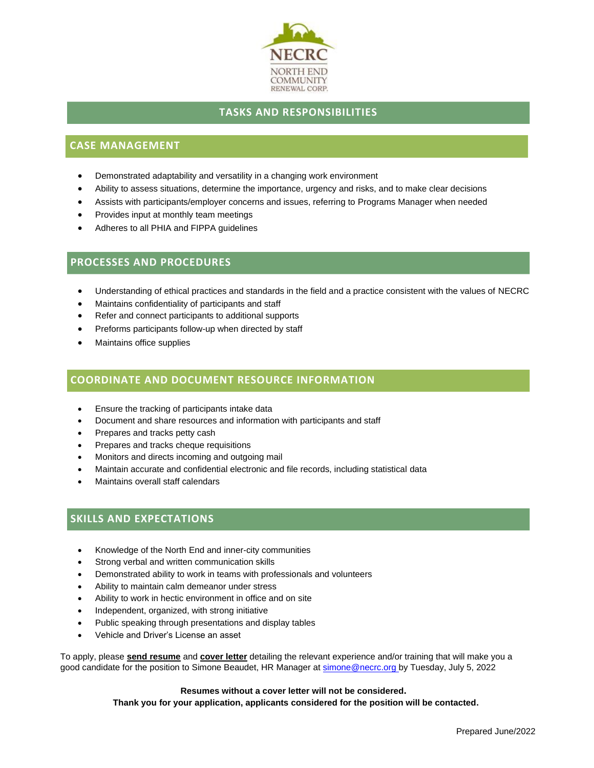NECRC
NORTH END COMMUNITY RENEWAL CORP.

## TASKS AND RESPONSIBILITIES

### CASE MANAGEMENT

- Demonstrated adaptability and versatility in a changing work environment
- Ability to assess situations, determine the importance, urgency and risks, and to make clear decisions
- Assists with participants/employer concerns and issues, referring to Programs Manager when needed
- Provides input at monthly team meetings
- Adheres to all PHIA and FIPPA guidelines

### PROCESSES AND PROCEDURES

- Understanding of ethical practices and standards in the field and a practice consistent with the values of NECRC
- Maintains confidentiality of participants and staff
- Refer and connect participants to additional supports
- Preforms participants follow-up when directed by staff
- Maintains office supplies

### COORDINATE AND DOCUMENT RESOURCE INFORMATION

- Ensure the tracking of participants intake data
- Document and share resources and information with participants and staff
- Prepares and tracks petty cash
- Prepares and tracks cheque requisitions
- Monitors and directs incoming and outgoing mail
- Maintain accurate and confidential electronic and file records, including statistical data
- Maintains overall staff calendars

### SKILLS AND EXPECTATIONS

- Knowledge of the North End and inner-city communities
- Strong verbal and written communication skills
- Demonstrated ability to work in teams with professionals and volunteers
- Ability to maintain calm demeanor under stress
- Ability to work in hectic environment in office and on site
- Independent, organized, with strong initiative
- Public speaking through presentations and display tables
- Vehicle and Driver's License an asset

To apply, please **send resume** and **cover letter** detailing the relevant experience and/or training that will make you a good candidate for the position to Simone Beaudet, HR Manager at simone@necrc.org by Tuesday, July 5, 2022

**Resumes without a cover letter will not be considered.**
**Thank you for your application, applicants considered for the position will be contacted.**

Prepared June/2022